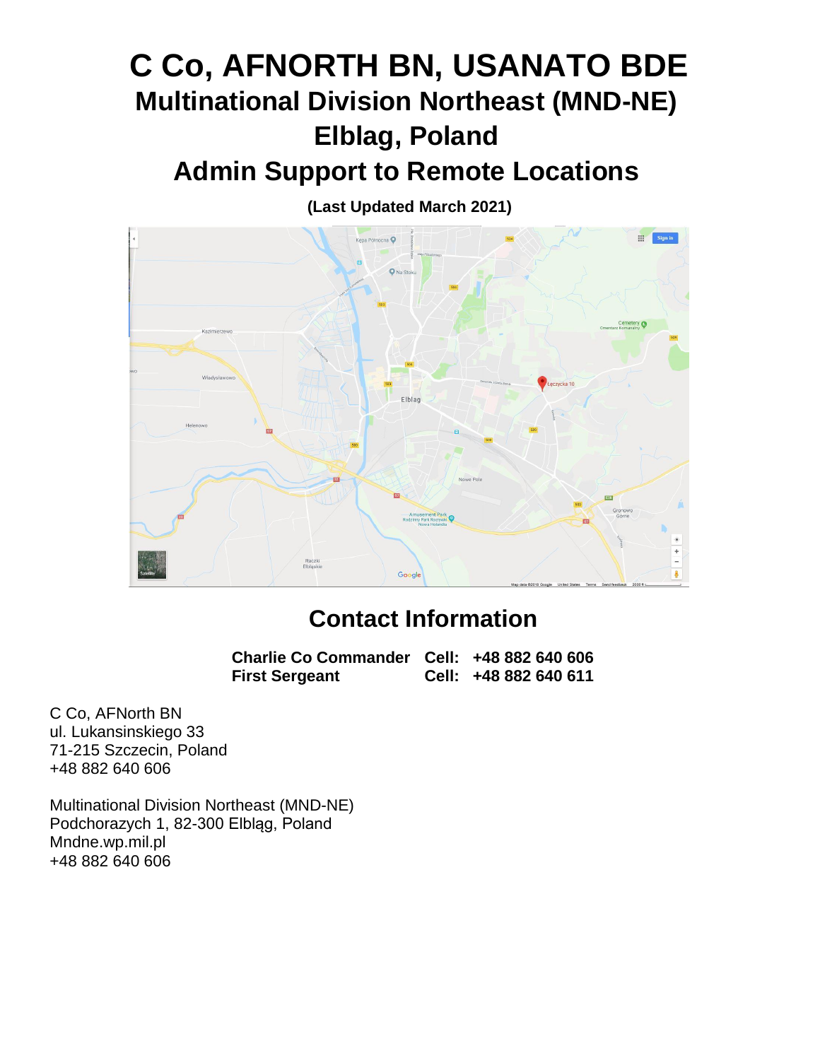# C Co, AFNORTH BN, USANATO BDE

## Multinational Division Northeast (MND-NE)

## Elblag, Poland

## Admin Support to Remote Locations

**(Last Updated March 2021)**

## Contact Information

| | | |
|---|---|---|
| **Charlie Co Commander** | **Cell:** | **+48 882 640 606** |
| **First Sergeant** | **Cell:** | **+48 882 640 611** |

C Co, AFNorth BN
ul. Lukansinskiego 33
71-215 Szczecin, Poland
+48 882 640 606

Multinational Division Northeast (MND-NE)
Podchorazych 1, 82-300 Elbląg, Poland
Mndne.wp.mil.pl
+48 882 640 606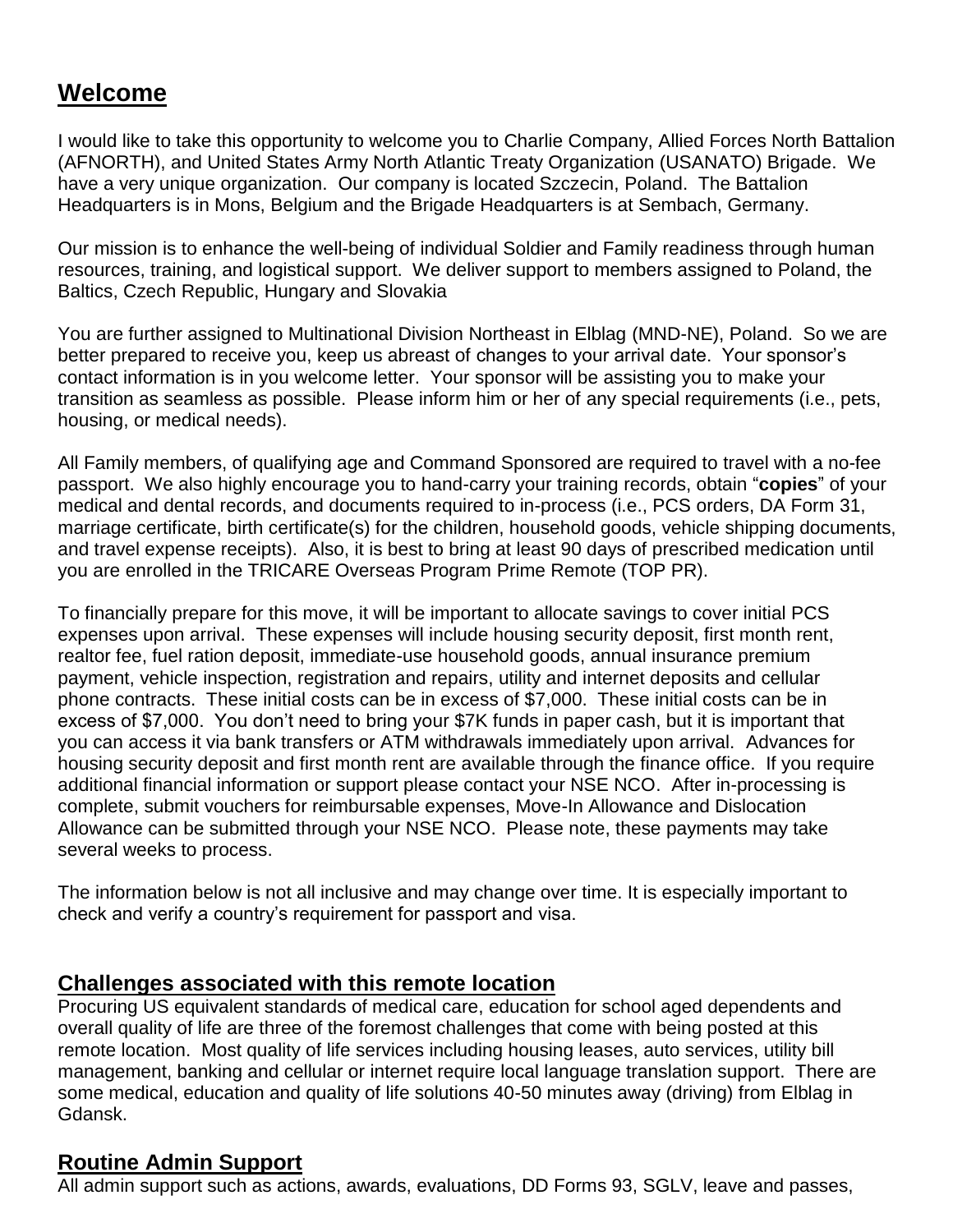## Welcome

I would like to take this opportunity to welcome you to Charlie Company, Allied Forces North Battalion (AFNORTH), and United States Army North Atlantic Treaty Organization (USANATO) Brigade. We have a very unique organization. Our company is located Szczecin, Poland. The Battalion Headquarters is in Mons, Belgium and the Brigade Headquarters is at Sembach, Germany.

Our mission is to enhance the well-being of individual Soldier and Family readiness through human resources, training, and logistical support. We deliver support to members assigned to Poland, the Baltics, Czech Republic, Hungary and Slovakia

You are further assigned to Multinational Division Northeast in Elblag (MND-NE), Poland. So we are better prepared to receive you, keep us abreast of changes to your arrival date. Your sponsor's contact information is in you welcome letter. Your sponsor will be assisting you to make your transition as seamless as possible. Please inform him or her of any special requirements (i.e., pets, housing, or medical needs).

All Family members, of qualifying age and Command Sponsored are required to travel with a no-fee passport. We also highly encourage you to hand-carry your training records, obtain "**copies**" of your medical and dental records, and documents required to in-process (i.e., PCS orders, DA Form 31, marriage certificate, birth certificate(s) for the children, household goods, vehicle shipping documents, and travel expense receipts). Also, it is best to bring at least 90 days of prescribed medication until you are enrolled in the TRICARE Overseas Program Prime Remote (TOP PR).

To financially prepare for this move, it will be important to allocate savings to cover initial PCS expenses upon arrival. These expenses will include housing security deposit, first month rent, realtor fee, fuel ration deposit, immediate-use household goods, annual insurance premium payment, vehicle inspection, registration and repairs, utility and internet deposits and cellular phone contracts. These initial costs can be in excess of $7,000. These initial costs can be in excess of $7,000. You don't need to bring your $7K funds in paper cash, but it is important that you can access it via bank transfers or ATM withdrawals immediately upon arrival. Advances for housing security deposit and first month rent are available through the finance office. If you require additional financial information or support please contact your NSE NCO. After in-processing is complete, submit vouchers for reimbursable expenses, Move-In Allowance and Dislocation Allowance can be submitted through your NSE NCO. Please note, these payments may take several weeks to process.

The information below is not all inclusive and may change over time. It is especially important to check and verify a country's requirement for passport and visa.

## Challenges associated with this remote location

Procuring US equivalent standards of medical care, education for school aged dependents and overall quality of life are three of the foremost challenges that come with being posted at this remote location. Most quality of life services including housing leases, auto services, utility bill management, banking and cellular or internet require local language translation support. There are some medical, education and quality of life solutions 40-50 minutes away (driving) from Elblag in Gdansk.

## Routine Admin Support

All admin support such as actions, awards, evaluations, DD Forms 93, SGLV, leave and passes,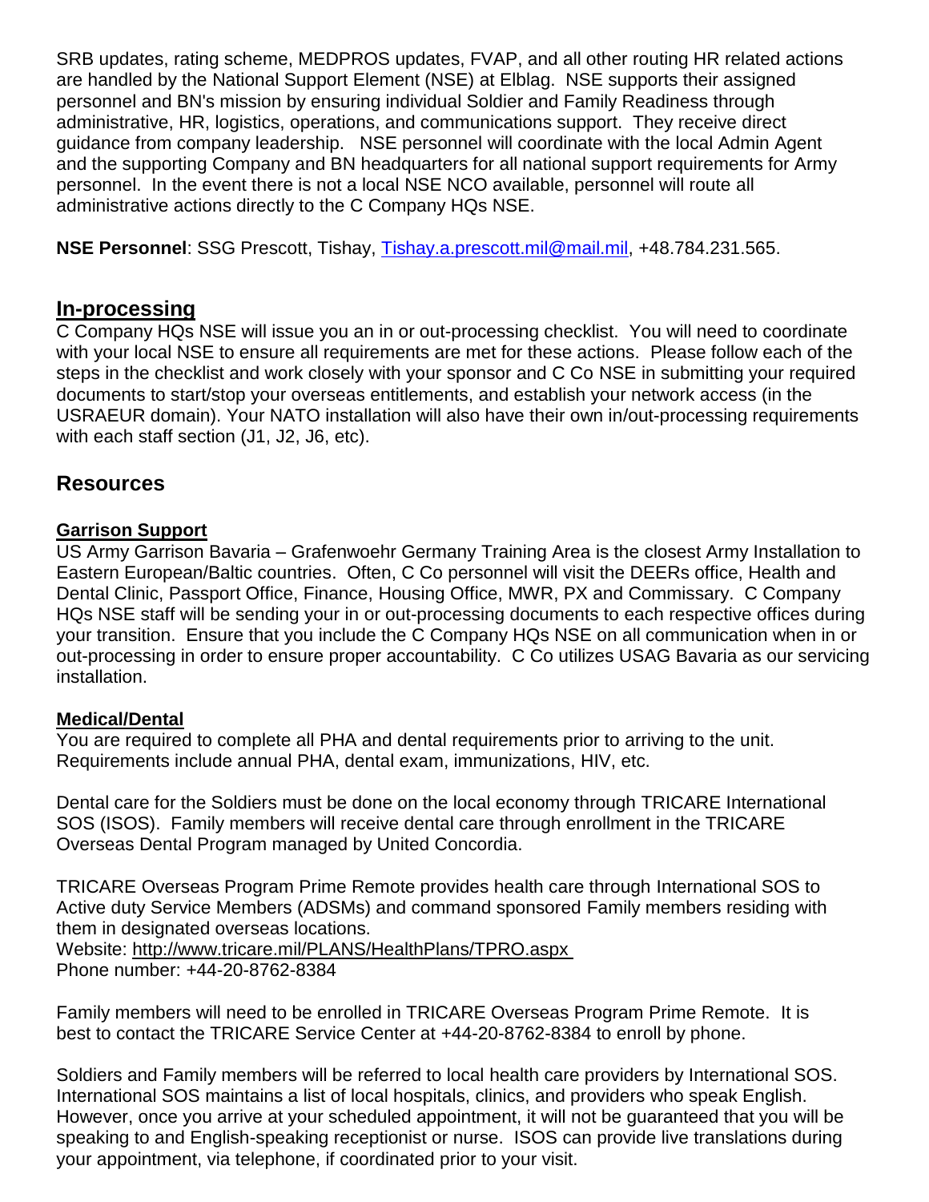SRB updates, rating scheme, MEDPROS updates, FVAP, and all other routing HR related actions are handled by the National Support Element (NSE) at Elblag. NSE supports their assigned personnel and BN's mission by ensuring individual Soldier and Family Readiness through administrative, HR, logistics, operations, and communications support. They receive direct guidance from company leadership. NSE personnel will coordinate with the local Admin Agent and the supporting Company and BN headquarters for all national support requirements for Army personnel. In the event there is not a local NSE NCO available, personnel will route all administrative actions directly to the C Company HQs NSE.

**NSE Personnel**: SSG Prescott, Tishay, [Tishay.a.prescott.mil@mail.mil](mailto:Tishay.a.prescott.mil@mail.mil), +48.784.231.565.

## In-processing

C Company HQs NSE will issue you an in or out-processing checklist. You will need to coordinate with your local NSE to ensure all requirements are met for these actions. Please follow each of the steps in the checklist and work closely with your sponsor and C Co NSE in submitting your required documents to start/stop your overseas entitlements, and establish your network access (in the USRAEUR domain). Your NATO installation will also have their own in/out-processing requirements with each staff section (J1, J2, J6, etc).

## Resources

### Garrison Support

US Army Garrison Bavaria – Grafenwoehr Germany Training Area is the closest Army Installation to Eastern European/Baltic countries. Often, C Co personnel will visit the DEERs office, Health and Dental Clinic, Passport Office, Finance, Housing Office, MWR, PX and Commissary. C Company HQs NSE staff will be sending your in or out-processing documents to each respective offices during your transition. Ensure that you include the C Company HQs NSE on all communication when in or out-processing in order to ensure proper accountability. C Co utilizes USAG Bavaria as our servicing installation.

### Medical/Dental

You are required to complete all PHA and dental requirements prior to arriving to the unit. Requirements include annual PHA, dental exam, immunizations, HIV, etc.

Dental care for the Soldiers must be done on the local economy through TRICARE International SOS (ISOS). Family members will receive dental care through enrollment in the TRICARE Overseas Dental Program managed by United Concordia.

TRICARE Overseas Program Prime Remote provides health care through International SOS to Active duty Service Members (ADSMs) and command sponsored Family members residing with them in designated overseas locations.
Website: [http://www.tricare.mil/PLANS/HealthPlans/TPRO.aspx](http://www.tricare.mil/PLANS/HealthPlans/TPRO.aspx)
Phone number: +44-20-8762-8384

Family members will need to be enrolled in TRICARE Overseas Program Prime Remote. It is best to contact the TRICARE Service Center at +44-20-8762-8384 to enroll by phone.

Soldiers and Family members will be referred to local health care providers by International SOS. International SOS maintains a list of local hospitals, clinics, and providers who speak English. However, once you arrive at your scheduled appointment, it will not be guaranteed that you will be speaking to and English-speaking receptionist or nurse. ISOS can provide live translations during your appointment, via telephone, if coordinated prior to your visit.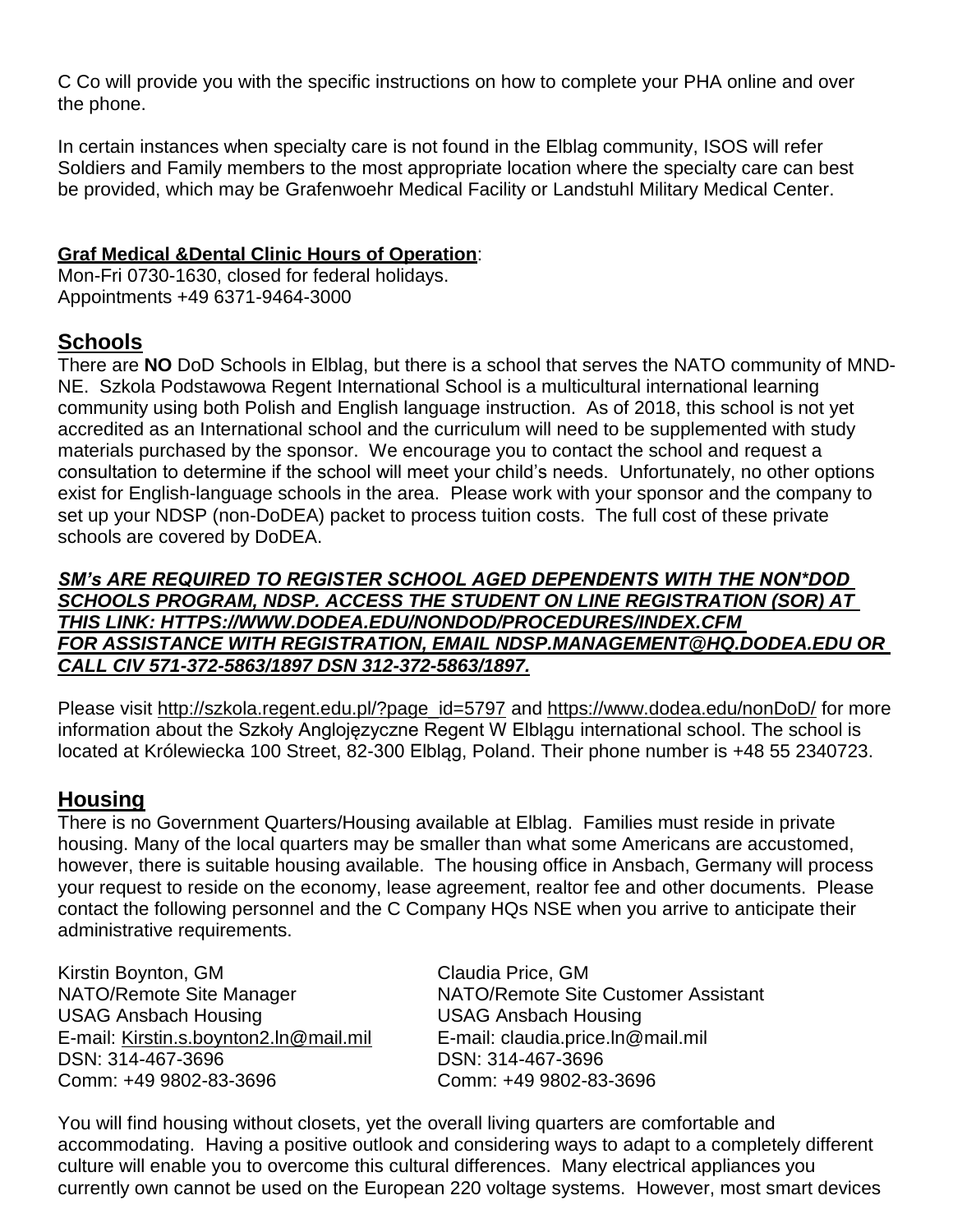C Co will provide you with the specific instructions on how to complete your PHA online and over the phone.

In certain instances when specialty care is not found in the Elblag community, ISOS will refer Soldiers and Family members to the most appropriate location where the specialty care can best be provided, which may be Grafenwoehr Medical Facility or Landstuhl Military Medical Center.

**Graf Medical &Dental Clinic Hours of Operation**:
Mon-Fri 0730-1630, closed for federal holidays.
Appointments +49 6371-9464-3000

## Schools

There are **NO** DoD Schools in Elblag, but there is a school that serves the NATO community of MND-NE. Szkola Podstawowa Regent International School is a multicultural international learning community using both Polish and English language instruction. As of 2018, this school is not yet accredited as an International school and the curriculum will need to be supplemented with study materials purchased by the sponsor. We encourage you to contact the school and request a consultation to determine if the school will meet your child's needs. Unfortunately, no other options exist for English-language schools in the area. Please work with your sponsor and the company to set up your NDSP (non-DoDEA) packet to process tuition costs. The full cost of these private schools are covered by DoDEA.

***SM's ARE REQUIRED TO REGISTER SCHOOL AGED DEPENDENTS WITH THE NON*DOD SCHOOLS PROGRAM, NDSP. ACCESS THE STUDENT ON LINE REGISTRATION (SOR) AT THIS LINK: HTTPS://WWW.DODEA.EDU/NONDOD/PROCEDURES/INDEX.CFM FOR ASSISTANCE WITH REGISTRATION, EMAIL NDSP.MANAGEMENT@HQ.DODEA.EDU OR CALL CIV 571-372-5863/1897 DSN 312-372-5863/1897.***

Please visit http://szkola.regent.edu.pl/?page_id=5797 and https://www.dodea.edu/nonDoD/ for more information about the Szkoły Anglojęzyczne Regent W Elblągu international school. The school is located at Królewiecka 100 Street, 82-300 Elbląg, Poland. Their phone number is +48 55 2340723.

## Housing

There is no Government Quarters/Housing available at Elblag. Families must reside in private housing. Many of the local quarters may be smaller than what some Americans are accustomed, however, there is suitable housing available. The housing office in Ansbach, Germany will process your request to reside on the economy, lease agreement, realtor fee and other documents. Please contact the following personnel and the C Company HQs NSE when you arrive to anticipate their administrative requirements.

Kirstin Boynton, GM
NATO/Remote Site Manager
USAG Ansbach Housing
E-mail: Kirstin.s.boynton2.ln@mail.mil
DSN: 314-467-3696
Comm: +49 9802-83-3696

Claudia Price, GM
NATO/Remote Site Customer Assistant
USAG Ansbach Housing
E-mail: claudia.price.ln@mail.mil
DSN: 314-467-3696
Comm: +49 9802-83-3696

You will find housing without closets, yet the overall living quarters are comfortable and accommodating. Having a positive outlook and considering ways to adapt to a completely different culture will enable you to overcome this cultural differences. Many electrical appliances you currently own cannot be used on the European 220 voltage systems. However, most smart devices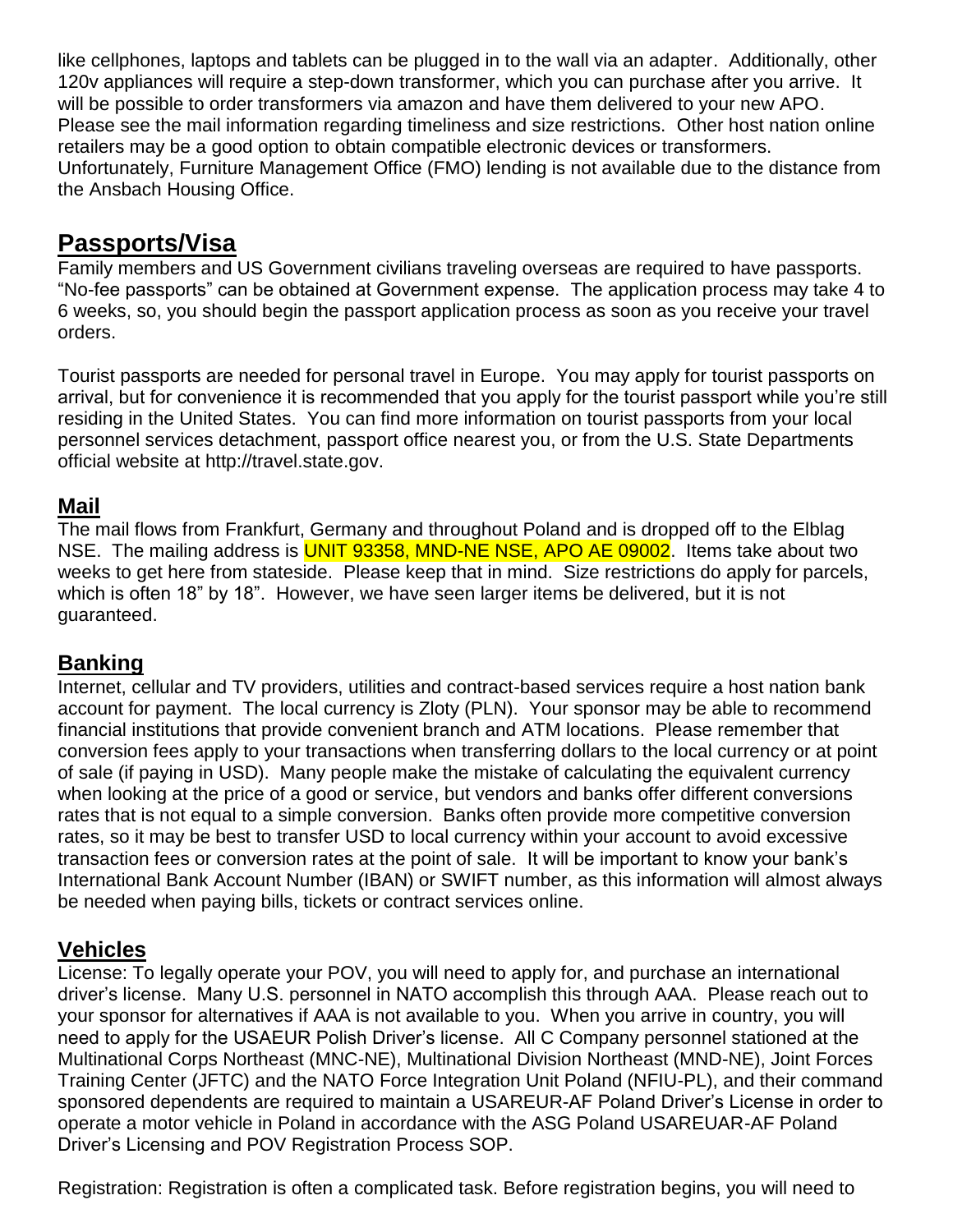like cellphones, laptops and tablets can be plugged in to the wall via an adapter. Additionally, other 120v appliances will require a step-down transformer, which you can purchase after you arrive. It will be possible to order transformers via amazon and have them delivered to your new APO. Please see the mail information regarding timeliness and size restrictions. Other host nation online retailers may be a good option to obtain compatible electronic devices or transformers. Unfortunately, Furniture Management Office (FMO) lending is not available due to the distance from the Ansbach Housing Office.

## Passports/Visa

Family members and US Government civilians traveling overseas are required to have passports. "No-fee passports" can be obtained at Government expense. The application process may take 4 to 6 weeks, so, you should begin the passport application process as soon as you receive your travel orders.

Tourist passports are needed for personal travel in Europe. You may apply for tourist passports on arrival, but for convenience it is recommended that you apply for the tourist passport while you're still residing in the United States. You can find more information on tourist passports from your local personnel services detachment, passport office nearest you, or from the U.S. State Departments official website at http://travel.state.gov.

### Mail

The mail flows from Frankfurt, Germany and throughout Poland and is dropped off to the Elblag NSE. The mailing address is UNIT 93358, MND-NE NSE, APO AE 09002. Items take about two weeks to get here from stateside. Please keep that in mind. Size restrictions do apply for parcels, which is often 18" by 18". However, we have seen larger items be delivered, but it is not guaranteed.

### Banking

Internet, cellular and TV providers, utilities and contract-based services require a host nation bank account for payment. The local currency is Zloty (PLN). Your sponsor may be able to recommend financial institutions that provide convenient branch and ATM locations. Please remember that conversion fees apply to your transactions when transferring dollars to the local currency or at point of sale (if paying in USD). Many people make the mistake of calculating the equivalent currency when looking at the price of a good or service, but vendors and banks offer different conversions rates that is not equal to a simple conversion. Banks often provide more competitive conversion rates, so it may be best to transfer USD to local currency within your account to avoid excessive transaction fees or conversion rates at the point of sale. It will be important to know your bank's International Bank Account Number (IBAN) or SWIFT number, as this information will almost always be needed when paying bills, tickets or contract services online.

### Vehicles

License: To legally operate your POV, you will need to apply for, and purchase an international driver's license. Many U.S. personnel in NATO accomplish this through AAA. Please reach out to your sponsor for alternatives if AAA is not available to you. When you arrive in country, you will need to apply for the USAEUR Polish Driver's license. All C Company personnel stationed at the Multinational Corps Northeast (MNC-NE), Multinational Division Northeast (MND-NE), Joint Forces Training Center (JFTC) and the NATO Force Integration Unit Poland (NFIU-PL), and their command sponsored dependents are required to maintain a USAREUR-AF Poland Driver's License in order to operate a motor vehicle in Poland in accordance with the ASG Poland USAREUAR-AF Poland Driver's Licensing and POV Registration Process SOP.

Registration: Registration is often a complicated task. Before registration begins, you will need to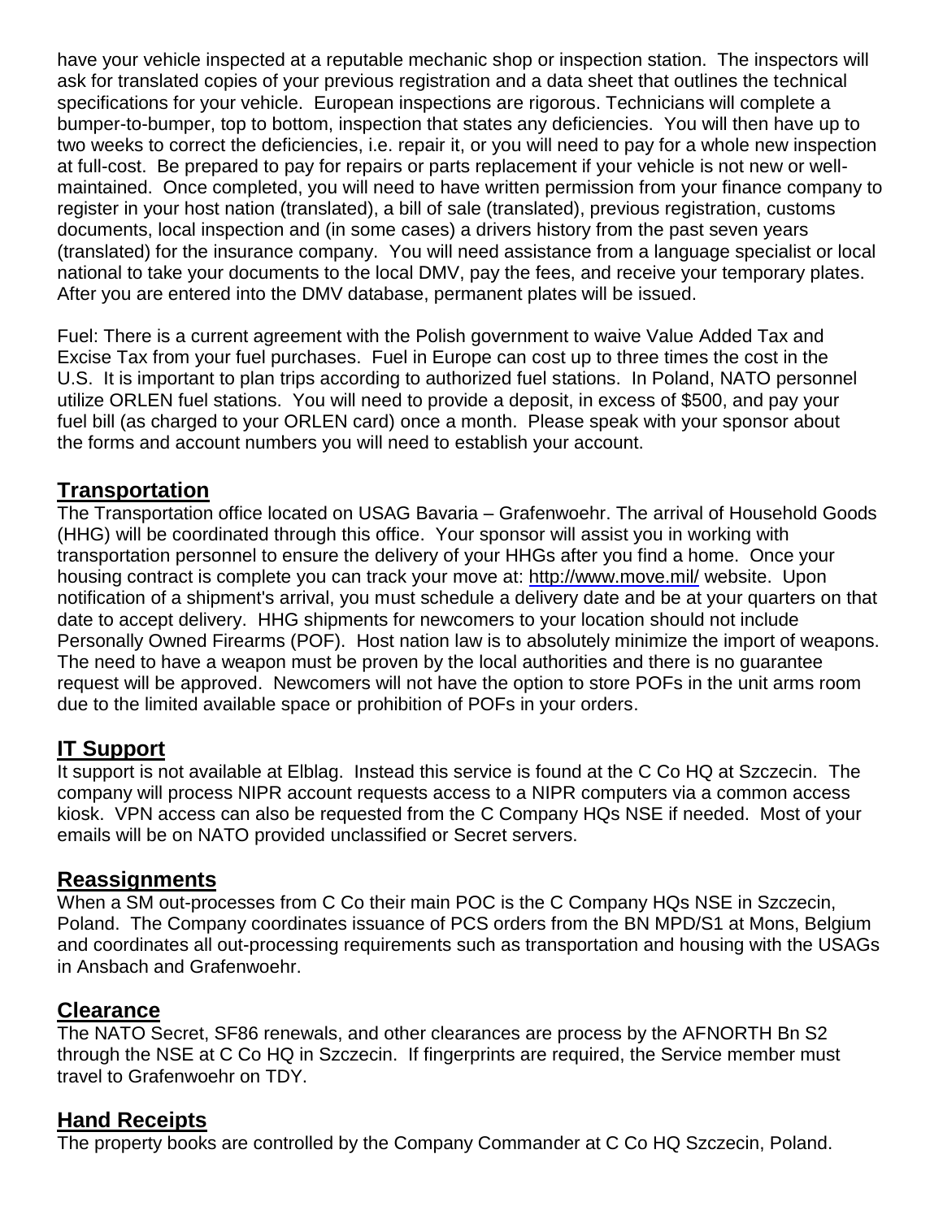have your vehicle inspected at a reputable mechanic shop or inspection station. The inspectors will ask for translated copies of your previous registration and a data sheet that outlines the technical specifications for your vehicle. European inspections are rigorous. Technicians will complete a bumper-to-bumper, top to bottom, inspection that states any deficiencies. You will then have up to two weeks to correct the deficiencies, i.e. repair it, or you will need to pay for a whole new inspection at full-cost. Be prepared to pay for repairs or parts replacement if your vehicle is not new or well-maintained. Once completed, you will need to have written permission from your finance company to register in your host nation (translated), a bill of sale (translated), previous registration, customs documents, local inspection and (in some cases) a drivers history from the past seven years (translated) for the insurance company. You will need assistance from a language specialist or local national to take your documents to the local DMV, pay the fees, and receive your temporary plates. After you are entered into the DMV database, permanent plates will be issued.

Fuel: There is a current agreement with the Polish government to waive Value Added Tax and Excise Tax from your fuel purchases. Fuel in Europe can cost up to three times the cost in the U.S. It is important to plan trips according to authorized fuel stations. In Poland, NATO personnel utilize ORLEN fuel stations. You will need to provide a deposit, in excess of $500, and pay your fuel bill (as charged to your ORLEN card) once a month. Please speak with your sponsor about the forms and account numbers you will need to establish your account.

## Transportation

The Transportation office located on USAG Bavaria – Grafenwoehr. The arrival of Household Goods (HHG) will be coordinated through this office. Your sponsor will assist you in working with transportation personnel to ensure the delivery of your HHGs after you find a home. Once your housing contract is complete you can track your move at: http://www.move.mil/ website. Upon notification of a shipment's arrival, you must schedule a delivery date and be at your quarters on that date to accept delivery. HHG shipments for newcomers to your location should not include Personally Owned Firearms (POF). Host nation law is to absolutely minimize the import of weapons. The need to have a weapon must be proven by the local authorities and there is no guarantee request will be approved. Newcomers will not have the option to store POFs in the unit arms room due to the limited available space or prohibition of POFs in your orders.

## IT Support

It support is not available at Elblag. Instead this service is found at the C Co HQ at Szczecin. The company will process NIPR account requests access to a NIPR computers via a common access kiosk. VPN access can also be requested from the C Company HQs NSE if needed. Most of your emails will be on NATO provided unclassified or Secret servers.

## Reassignments

When a SM out-processes from C Co their main POC is the C Company HQs NSE in Szczecin, Poland. The Company coordinates issuance of PCS orders from the BN MPD/S1 at Mons, Belgium and coordinates all out-processing requirements such as transportation and housing with the USAGs in Ansbach and Grafenwoehr.

## Clearance

The NATO Secret, SF86 renewals, and other clearances are process by the AFNORTH Bn S2 through the NSE at C Co HQ in Szczecin. If fingerprints are required, the Service member must travel to Grafenwoehr on TDY.

## Hand Receipts

The property books are controlled by the Company Commander at C Co HQ Szczecin, Poland.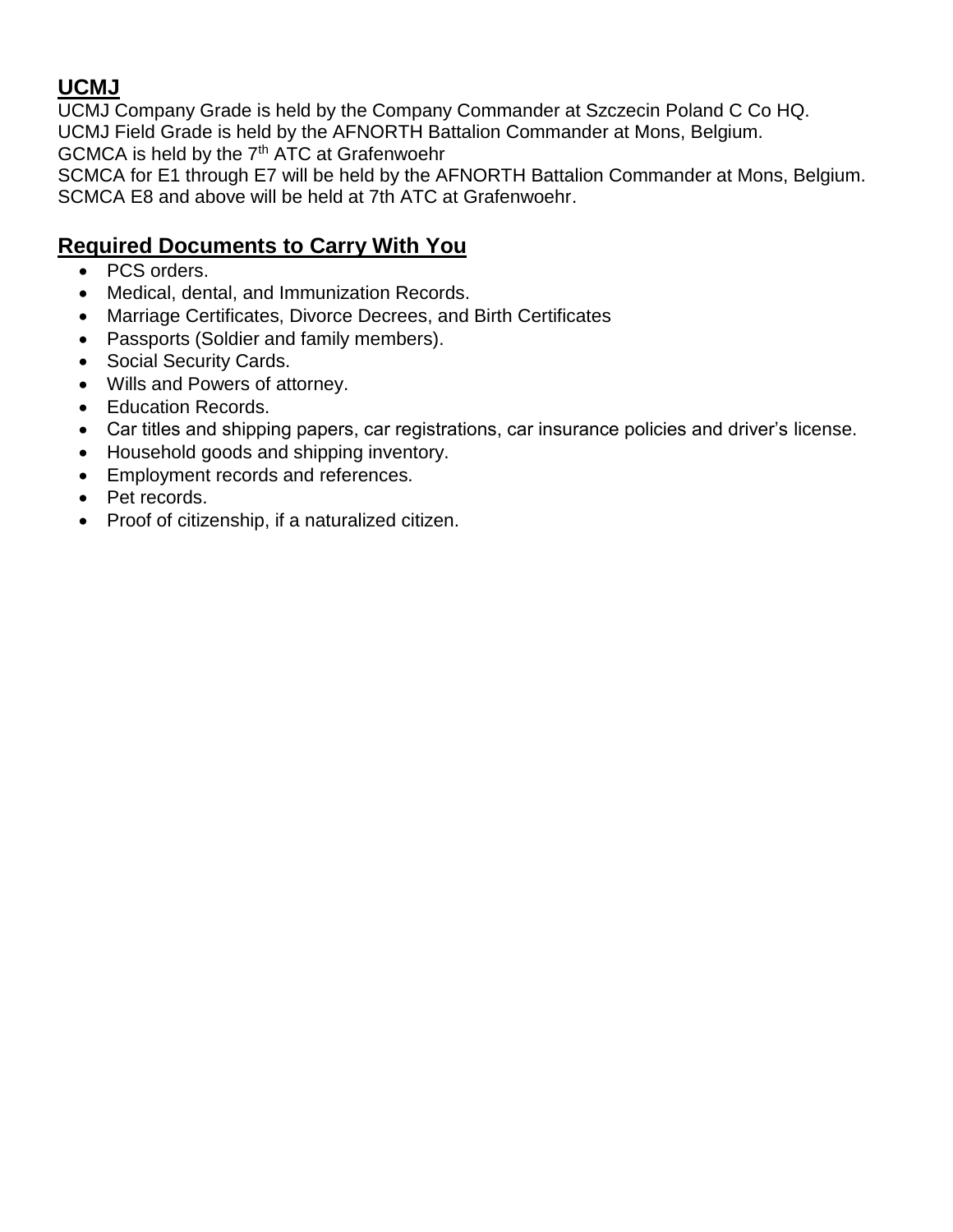## UCMJ

UCMJ Company Grade is held by the Company Commander at Szczecin Poland C Co HQ.
UCMJ Field Grade is held by the AFNORTH Battalion Commander at Mons, Belgium.
GCMCA is held by the 7th ATC at Grafenwoehr
SCMCA for E1 through E7 will be held by the AFNORTH Battalion Commander at Mons, Belgium.
SCMCA E8 and above will be held at 7th ATC at Grafenwoehr.

## Required Documents to Carry With You

- PCS orders.
- Medical, dental, and Immunization Records.
- Marriage Certificates, Divorce Decrees, and Birth Certificates
- Passports (Soldier and family members).
- Social Security Cards.
- Wills and Powers of attorney.
- Education Records.
- Car titles and shipping papers, car registrations, car insurance policies and driver's license.
- Household goods and shipping inventory.
- Employment records and references.
- Pet records.
- Proof of citizenship, if a naturalized citizen.